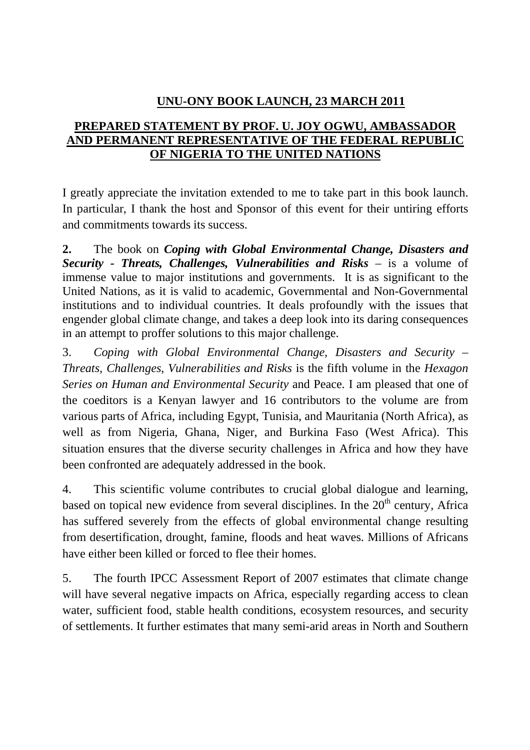## UNU-ONY BOOK LAUNCH, 23 MARCH 2011

## PREPARED STATEMENT BY PROF. U. JOY OGWU, AMBASSADOR AND PERMANENT REPRESENTATIVE OF THE FEDERAL REPUBLIC OF NIGERIA TO THE UNITED NATIONS

I greatly appreciate the invitation extended to me to take part in this book launch. In particular, I thank the host and Sponsor of this event for their untiring efforts and commitments towards its success.

**2.** The book on ***Coping with Global Environmental Change, Disasters and Security - Threats, Challenges, Vulnerabilities and Risks*** – is a volume of immense value to major institutions and governments. It is as significant to the United Nations, as it is valid to academic, Governmental and Non-Governmental institutions and to individual countries. It deals profoundly with the issues that engender global climate change, and takes a deep look into its daring consequences in an attempt to proffer solutions to this major challenge.

3. *Coping with Global Environmental Change, Disasters and Security – Threats, Challenges, Vulnerabilities and Risks* is the fifth volume in the *Hexagon Series on Human and Environmental Security* and Peace. I am pleased that one of the coeditors is a Kenyan lawyer and 16 contributors to the volume are from various parts of Africa, including Egypt, Tunisia, and Mauritania (North Africa), as well as from Nigeria, Ghana, Niger, and Burkina Faso (West Africa). This situation ensures that the diverse security challenges in Africa and how they have been confronted are adequately addressed in the book.

4. This scientific volume contributes to crucial global dialogue and learning, based on topical new evidence from several disciplines. In the 20th century, Africa has suffered severely from the effects of global environmental change resulting from desertification, drought, famine, floods and heat waves. Millions of Africans have either been killed or forced to flee their homes.

5. The fourth IPCC Assessment Report of 2007 estimates that climate change will have several negative impacts on Africa, especially regarding access to clean water, sufficient food, stable health conditions, ecosystem resources, and security of settlements. It further estimates that many semi-arid areas in North and Southern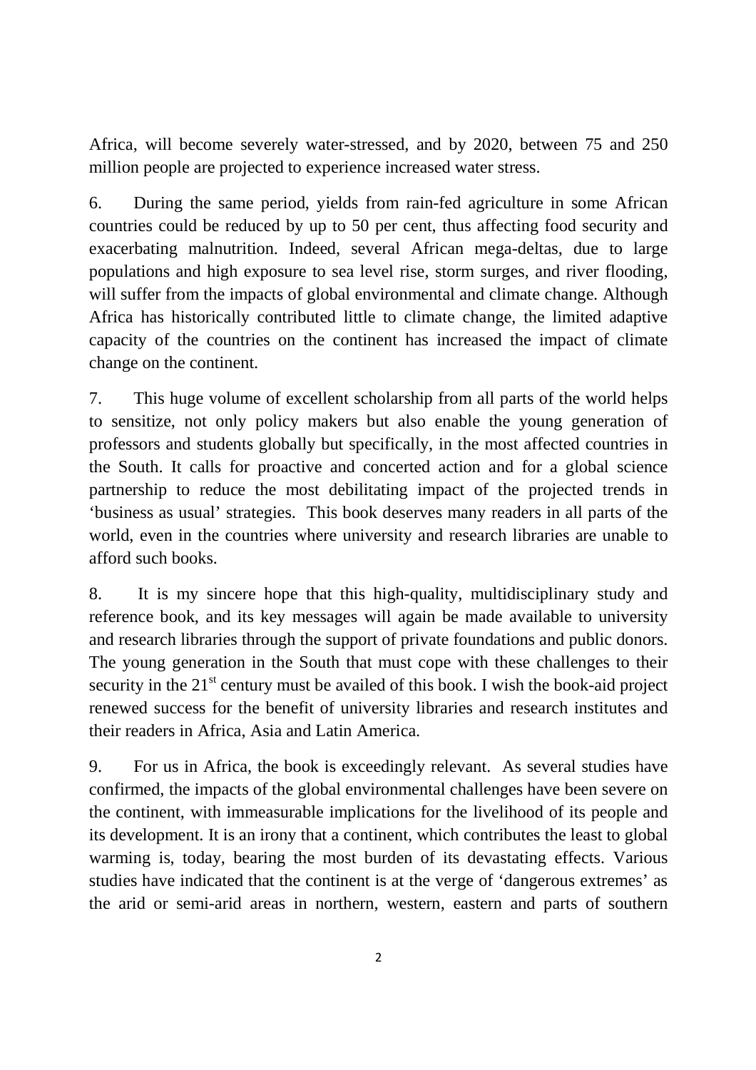Africa, will become severely water-stressed, and by 2020, between 75 and 250 million people are projected to experience increased water stress.

6. During the same period, yields from rain-fed agriculture in some African countries could be reduced by up to 50 per cent, thus affecting food security and exacerbating malnutrition. Indeed, several African mega-deltas, due to large populations and high exposure to sea level rise, storm surges, and river flooding, will suffer from the impacts of global environmental and climate change. Although Africa has historically contributed little to climate change, the limited adaptive capacity of the countries on the continent has increased the impact of climate change on the continent.

7. This huge volume of excellent scholarship from all parts of the world helps to sensitize, not only policy makers but also enable the young generation of professors and students globally but specifically, in the most affected countries in the South. It calls for proactive and concerted action and for a global science partnership to reduce the most debilitating impact of the projected trends in 'business as usual' strategies. This book deserves many readers in all parts of the world, even in the countries where university and research libraries are unable to afford such books.

8. It is my sincere hope that this high-quality, multidisciplinary study and reference book, and its key messages will again be made available to university and research libraries through the support of private foundations and public donors. The young generation in the South that must cope with these challenges to their security in the 21st century must be availed of this book. I wish the book-aid project renewed success for the benefit of university libraries and research institutes and their readers in Africa, Asia and Latin America.

9. For us in Africa, the book is exceedingly relevant. As several studies have confirmed, the impacts of the global environmental challenges have been severe on the continent, with immeasurable implications for the livelihood of its people and its development. It is an irony that a continent, which contributes the least to global warming is, today, bearing the most burden of its devastating effects. Various studies have indicated that the continent is at the verge of 'dangerous extremes' as the arid or semi-arid areas in northern, western, eastern and parts of southern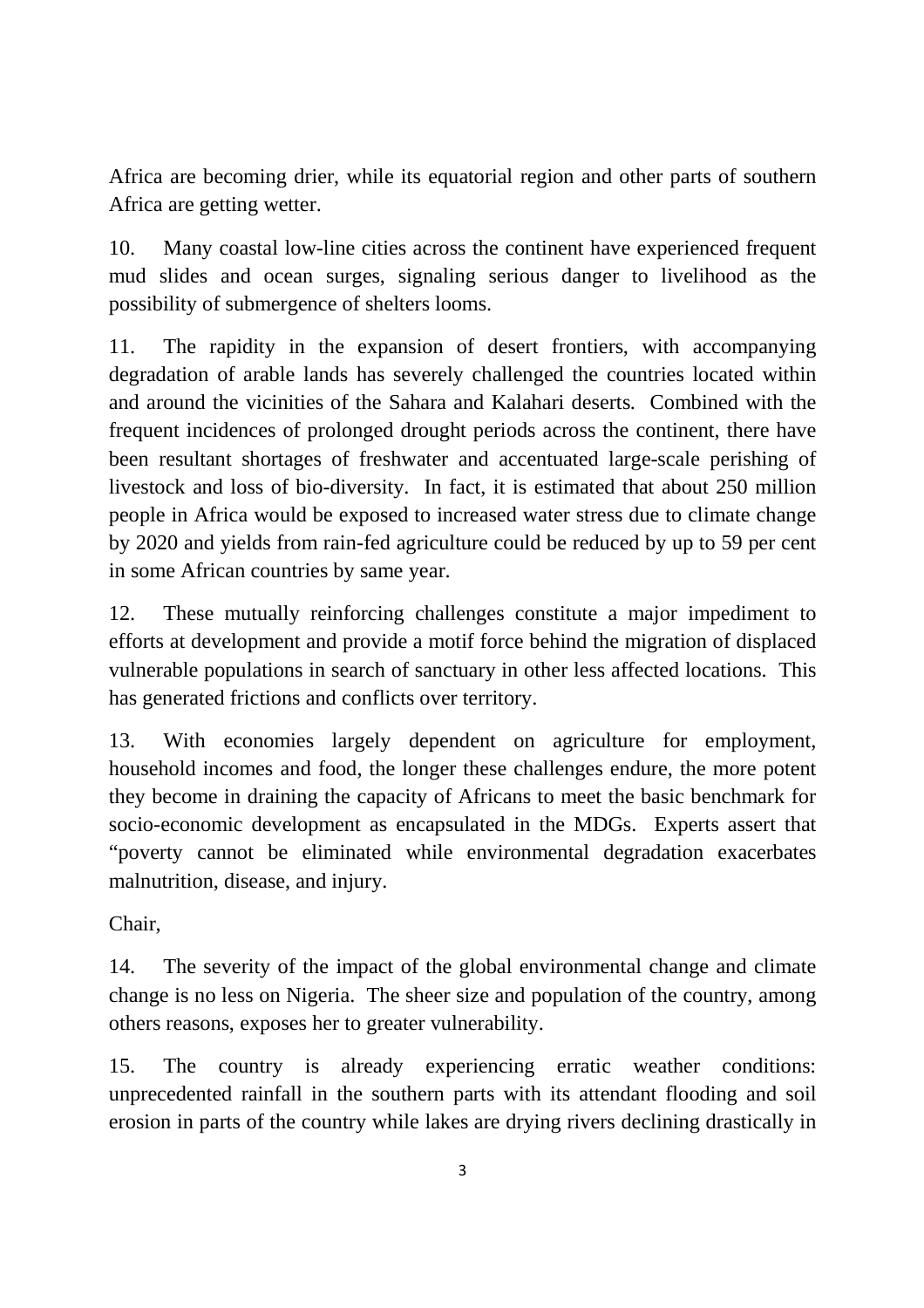Africa are becoming drier, while its equatorial region and other parts of southern Africa are getting wetter.

10. Many coastal low-line cities across the continent have experienced frequent mud slides and ocean surges, signaling serious danger to livelihood as the possibility of submergence of shelters looms.

11. The rapidity in the expansion of desert frontiers, with accompanying degradation of arable lands has severely challenged the countries located within and around the vicinities of the Sahara and Kalahari deserts. Combined with the frequent incidences of prolonged drought periods across the continent, there have been resultant shortages of freshwater and accentuated large-scale perishing of livestock and loss of bio-diversity. In fact, it is estimated that about 250 million people in Africa would be exposed to increased water stress due to climate change by 2020 and yields from rain-fed agriculture could be reduced by up to 59 per cent in some African countries by same year.

12. These mutually reinforcing challenges constitute a major impediment to efforts at development and provide a motif force behind the migration of displaced vulnerable populations in search of sanctuary in other less affected locations. This has generated frictions and conflicts over territory.

13. With economies largely dependent on agriculture for employment, household incomes and food, the longer these challenges endure, the more potent they become in draining the capacity of Africans to meet the basic benchmark for socio-economic development as encapsulated in the MDGs. Experts assert that "poverty cannot be eliminated while environmental degradation exacerbates malnutrition, disease, and injury.

Chair,

14. The severity of the impact of the global environmental change and climate change is no less on Nigeria. The sheer size and population of the country, among others reasons, exposes her to greater vulnerability.

15. The country is already experiencing erratic weather conditions: unprecedented rainfall in the southern parts with its attendant flooding and soil erosion in parts of the country while lakes are drying rivers declining drastically in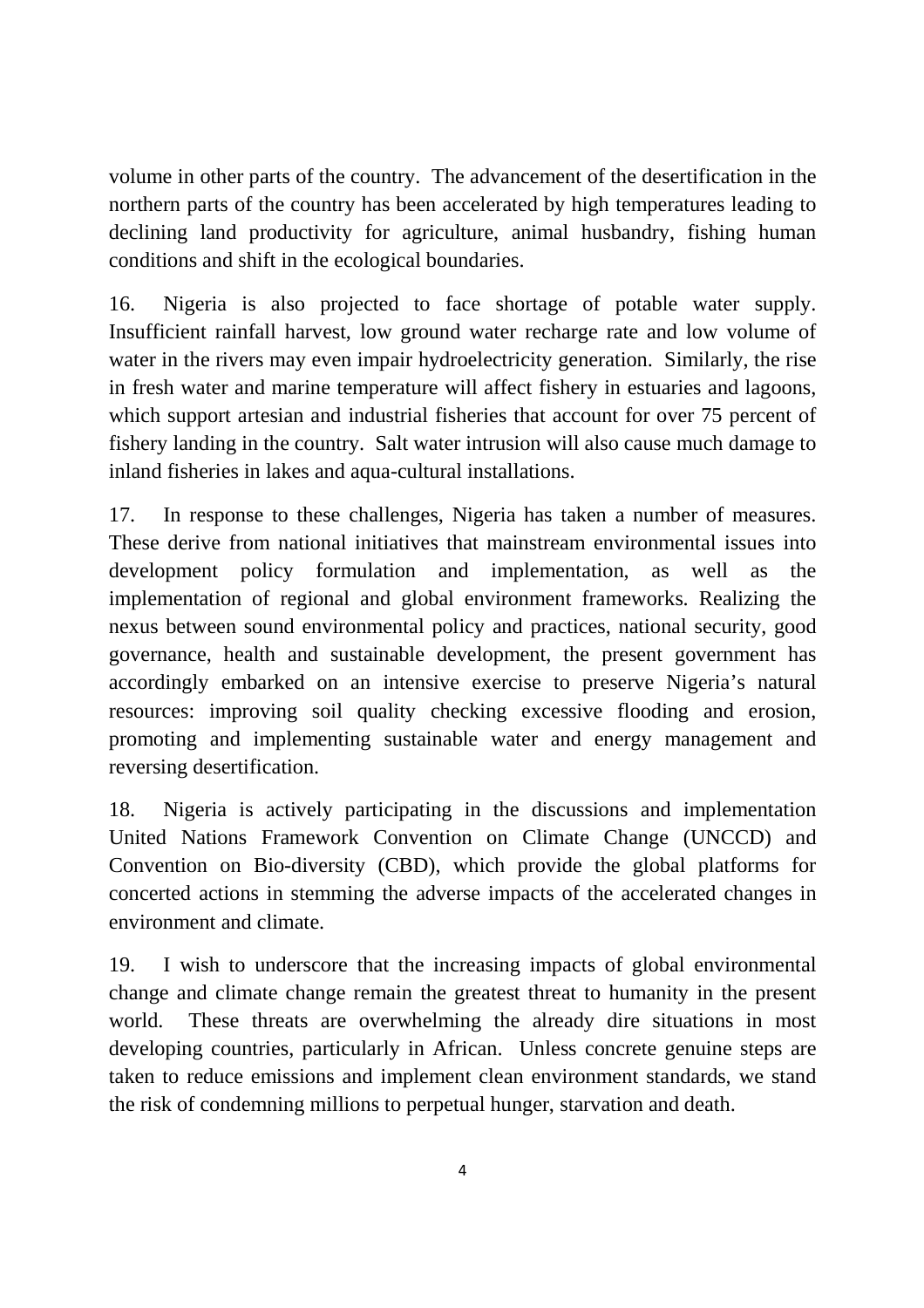volume in other parts of the country. The advancement of the desertification in the northern parts of the country has been accelerated by high temperatures leading to declining land productivity for agriculture, animal husbandry, fishing human conditions and shift in the ecological boundaries.

16. Nigeria is also projected to face shortage of potable water supply. Insufficient rainfall harvest, low ground water recharge rate and low volume of water in the rivers may even impair hydroelectricity generation. Similarly, the rise in fresh water and marine temperature will affect fishery in estuaries and lagoons, which support artesian and industrial fisheries that account for over 75 percent of fishery landing in the country. Salt water intrusion will also cause much damage to inland fisheries in lakes and aqua-cultural installations.

17. In response to these challenges, Nigeria has taken a number of measures. These derive from national initiatives that mainstream environmental issues into development policy formulation and implementation, as well as the implementation of regional and global environment frameworks. Realizing the nexus between sound environmental policy and practices, national security, good governance, health and sustainable development, the present government has accordingly embarked on an intensive exercise to preserve Nigeria's natural resources: improving soil quality checking excessive flooding and erosion, promoting and implementing sustainable water and energy management and reversing desertification.

18. Nigeria is actively participating in the discussions and implementation United Nations Framework Convention on Climate Change (UNCCD) and Convention on Bio-diversity (CBD), which provide the global platforms for concerted actions in stemming the adverse impacts of the accelerated changes in environment and climate.

19. I wish to underscore that the increasing impacts of global environmental change and climate change remain the greatest threat to humanity in the present world. These threats are overwhelming the already dire situations in most developing countries, particularly in African. Unless concrete genuine steps are taken to reduce emissions and implement clean environment standards, we stand the risk of condemning millions to perpetual hunger, starvation and death.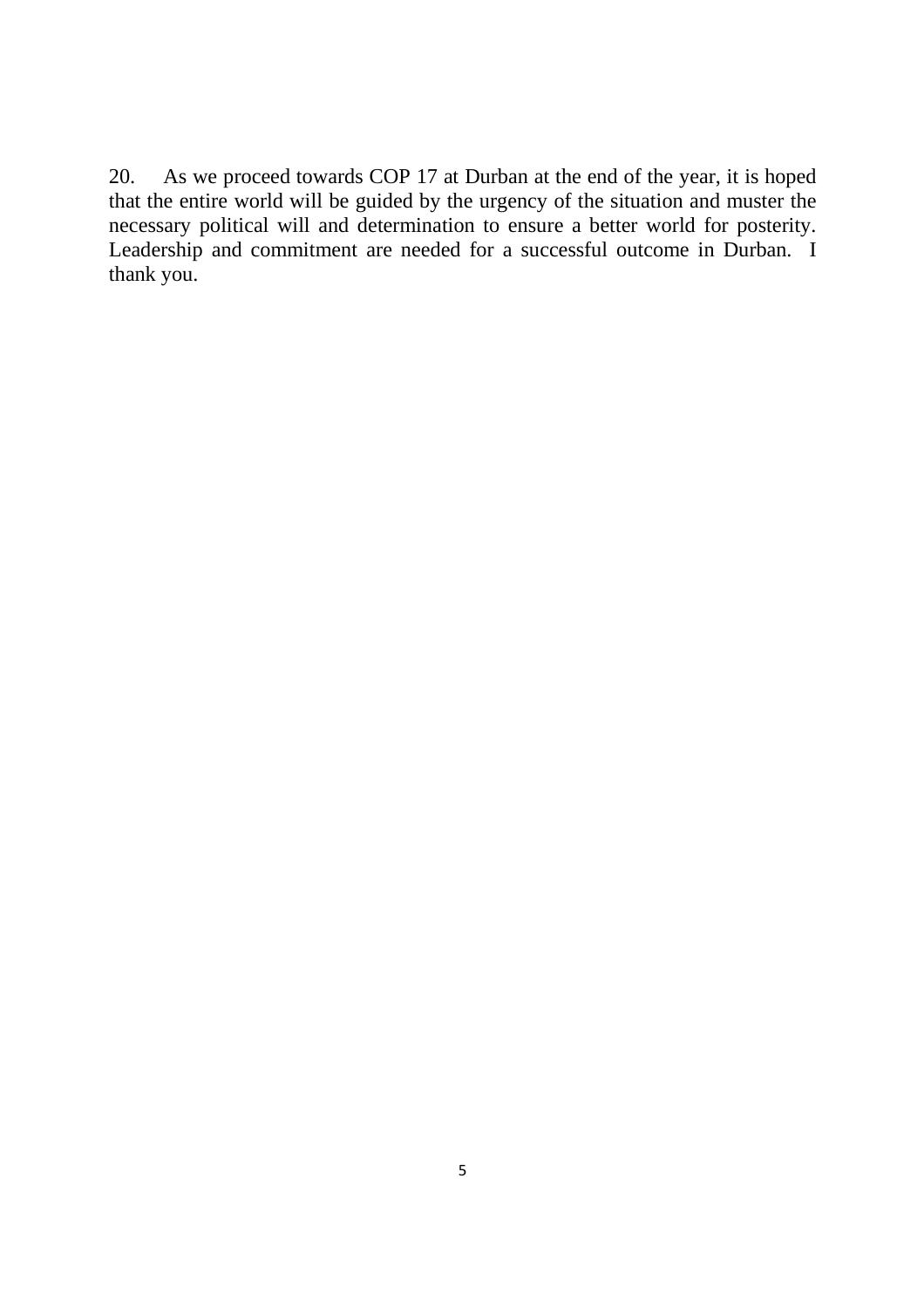20. As we proceed towards COP 17 at Durban at the end of the year, it is hoped that the entire world will be guided by the urgency of the situation and muster the necessary political will and determination to ensure a better world for posterity. Leadership and commitment are needed for a successful outcome in Durban. I thank you.